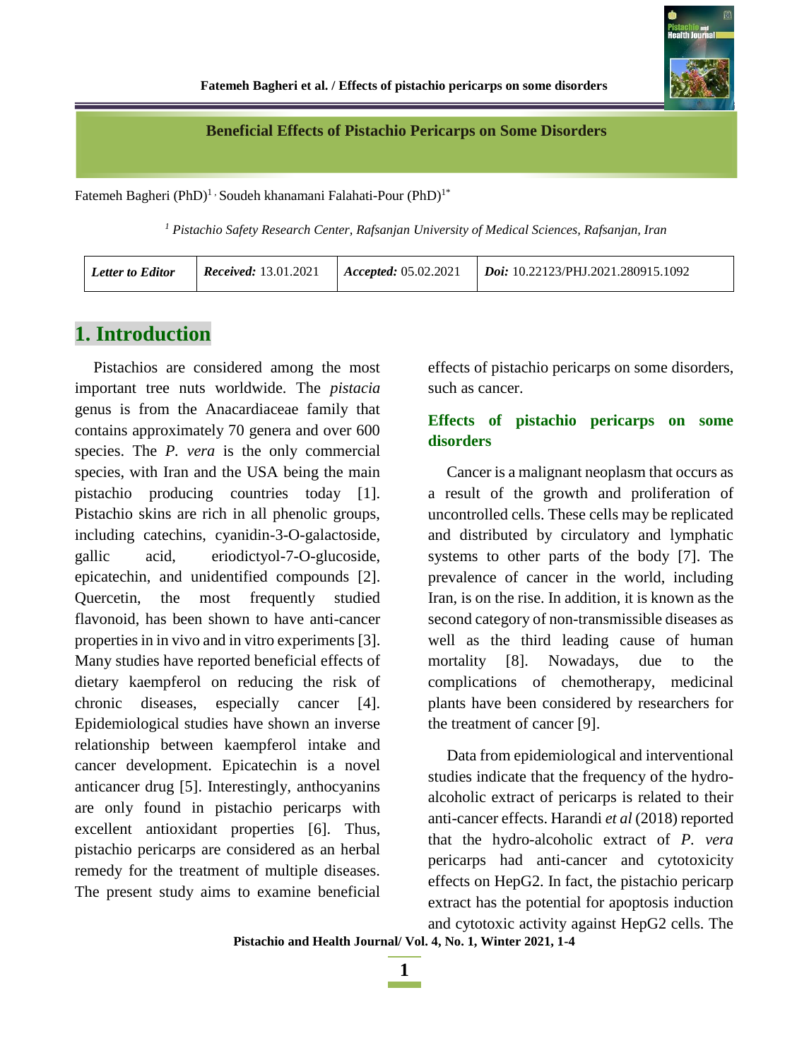# Beneficial Effects of Pistachio Pericarps on Some Disorders

Fatemeh Bagheri (PhD)[1], Soudeh khanamani Falahati-Pour (PhD)[1*]

*[1] Pistachio Safety Research Center, Rafsanjan University of Medical Sciences, Rafsanjan, Iran*

| *Letter to Editor* | ***Received:*** 13.01.2021 | ***Accepted:*** 05.02.2021 | ***Doi:*** 10.22123/PHJ.2021.280915.1092 |
|---|---|---|---|

## 1. Introduction

Pistachios are considered among the most important tree nuts worldwide. The *pistacia* genus is from the Anacardiaceae family that contains approximately 70 genera and over 600 species. The *P. vera* is the only commercial species, with Iran and the USA being the main pistachio producing countries today [1]. Pistachio skins are rich in all phenolic groups, including catechins, cyanidin-3-O-galactoside, gallic acid, eriodictyol-7-O-glucoside, epicatechin, and unidentified compounds [2]. Quercetin, the most frequently studied flavonoid, has been shown to have anti-cancer properties in in vivo and in vitro experiments [3]. Many studies have reported beneficial effects of dietary kaempferol on reducing the risk of chronic diseases, especially cancer [4]. Epidemiological studies have shown an inverse relationship between kaempferol intake and cancer development. Epicatechin is a novel anticancer drug [5]. Interestingly, anthocyanins are only found in pistachio pericarps with excellent antioxidant properties [6]. Thus, pistachio pericarps are considered as an herbal remedy for the treatment of multiple diseases. The present study aims to examine beneficial effects of pistachio pericarps on some disorders, such as cancer.

### Effects of pistachio pericarps on some disorders

Cancer is a malignant neoplasm that occurs as a result of the growth and proliferation of uncontrolled cells. These cells may be replicated and distributed by circulatory and lymphatic systems to other parts of the body [7]. The prevalence of cancer in the world, including Iran, is on the rise. In addition, it is known as the second category of non-transmissible diseases as well as the third leading cause of human mortality [8]. Nowadays, due to the complications of chemotherapy, medicinal plants have been considered by researchers for the treatment of cancer [9].

Data from epidemiological and interventional studies indicate that the frequency of the hydro-alcoholic extract of pericarps is related to their anti-cancer effects. Harandi *et al* (2018) reported that the hydro-alcoholic extract of *P. vera* pericarps had anti-cancer and cytotoxicity effects on HepG2. In fact, the pistachio pericarp extract has the potential for apoptosis induction and cytotoxic activity against HepG2 cells. The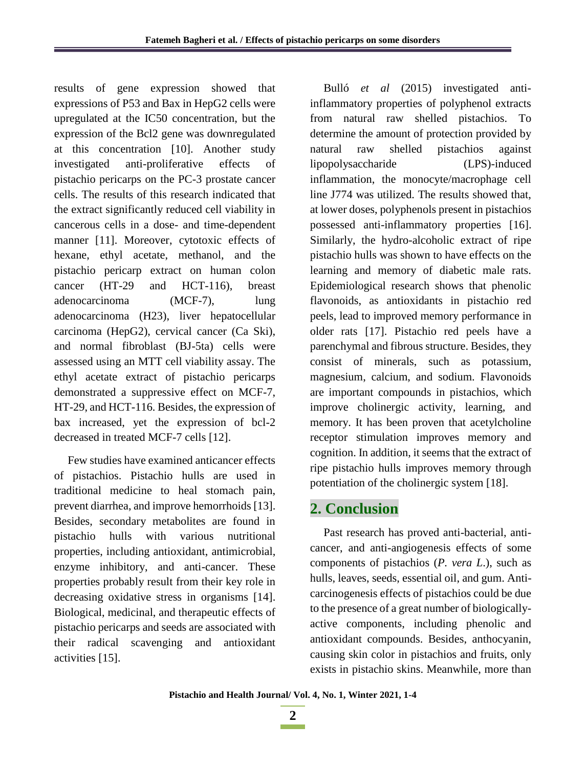results of gene expression showed that expressions of P53 and Bax in HepG2 cells were upregulated at the IC50 concentration, but the expression of the Bcl2 gene was downregulated at this concentration [10]. Another study investigated anti-proliferative effects of pistachio pericarps on the PC-3 prostate cancer cells. The results of this research indicated that the extract significantly reduced cell viability in cancerous cells in a dose- and time-dependent manner [11]. Moreover, cytotoxic effects of hexane, ethyl acetate, methanol, and the pistachio pericarp extract on human colon cancer (HT-29 and HCT-116), breast adenocarcinoma (MCF-7), lung adenocarcinoma (H23), liver hepatocellular carcinoma (HepG2), cervical cancer (Ca Ski), and normal fibroblast (BJ-5ta) cells were assessed using an MTT cell viability assay. The ethyl acetate extract of pistachio pericarps demonstrated a suppressive effect on MCF-7, HT-29, and HCT-116. Besides, the expression of bax increased, yet the expression of bcl-2 decreased in treated MCF-7 cells [12].

Few studies have examined anticancer effects of pistachios. Pistachio hulls are used in traditional medicine to heal stomach pain, prevent diarrhea, and improve hemorrhoids [13]. Besides, secondary metabolites are found in pistachio hulls with various nutritional properties, including antioxidant, antimicrobial, enzyme inhibitory, and anti-cancer. These properties probably result from their key role in decreasing oxidative stress in organisms [14]. Biological, medicinal, and therapeutic effects of pistachio pericarps and seeds are associated with their radical scavenging and antioxidant activities [15].

Bulló *et al* (2015) investigated anti-inflammatory properties of polyphenol extracts from natural raw shelled pistachios. To determine the amount of protection provided by natural raw shelled pistachios against lipopolysaccharide (LPS)-induced inflammation, the monocyte/macrophage cell line J774 was utilized. The results showed that, at lower doses, polyphenols present in pistachios possessed anti-inflammatory properties [16]. Similarly, the hydro-alcoholic extract of ripe pistachio hulls was shown to have effects on the learning and memory of diabetic male rats. Epidemiological research shows that phenolic flavonoids, as antioxidants in pistachio red peels, lead to improved memory performance in older rats [17]. Pistachio red peels have a parenchymal and fibrous structure. Besides, they consist of minerals, such as potassium, magnesium, calcium, and sodium. Flavonoids are important compounds in pistachios, which improve cholinergic activity, learning, and memory. It has been proven that acetylcholine receptor stimulation improves memory and cognition. In addition, it seems that the extract of ripe pistachio hulls improves memory through potentiation of the cholinergic system [18].

## 2. Conclusion

Past research has proved anti-bacterial, anti-cancer, and anti-angiogenesis effects of some components of pistachios (*P. vera L.*), such as hulls, leaves, seeds, essential oil, and gum. Anti-carcinogenesis effects of pistachios could be due to the presence of a great number of biologically-active components, including phenolic and antioxidant compounds. Besides, anthocyanin, causing skin color in pistachios and fruits, only exists in pistachio skins. Meanwhile, more than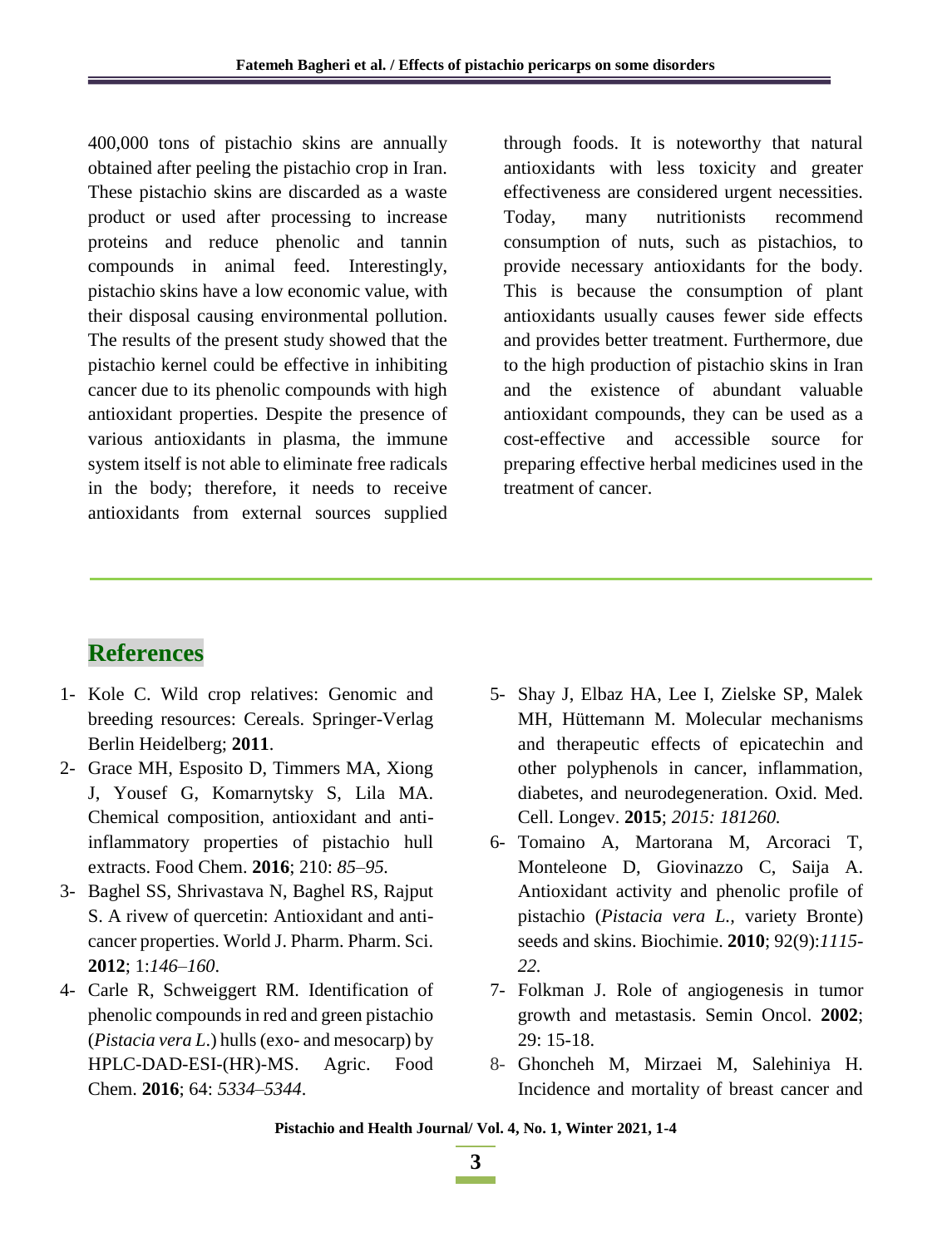400,000 tons of pistachio skins are annually obtained after peeling the pistachio crop in Iran. These pistachio skins are discarded as a waste product or used after processing to increase proteins and reduce phenolic and tannin compounds in animal feed. Interestingly, pistachio skins have a low economic value, with their disposal causing environmental pollution. The results of the present study showed that the pistachio kernel could be effective in inhibiting cancer due to its phenolic compounds with high antioxidant properties. Despite the presence of various antioxidants in plasma, the immune system itself is not able to eliminate free radicals in the body; therefore, it needs to receive antioxidants from external sources supplied through foods. It is noteworthy that natural antioxidants with less toxicity and greater effectiveness are considered urgent necessities. Today, many nutritionists recommend consumption of nuts, such as pistachios, to provide necessary antioxidants for the body. This is because the consumption of plant antioxidants usually causes fewer side effects and provides better treatment. Furthermore, due to the high production of pistachio skins in Iran and the existence of abundant valuable antioxidant compounds, they can be used as a cost-effective and accessible source for preparing effective herbal medicines used in the treatment of cancer.

## References

1- Kole C. Wild crop relatives: Genomic and breeding resources: Cereals. Springer-Verlag Berlin Heidelberg; **2011**.

2- Grace MH, Esposito D, Timmers MA, Xiong J, Yousef G, Komarnytsky S, Lila MA. Chemical composition, antioxidant and anti-inflammatory properties of pistachio hull extracts. Food Chem. **2016**; 210: *85–95.*

3- Baghel SS, Shrivastava N, Baghel RS, Rajput S. A rivew of quercetin: Antioxidant and anti-cancer properties. World J. Pharm. Pharm. Sci. **2012**; 1:*146–160*.

4- Carle R, Schweiggert RM. Identification of phenolic compounds in red and green pistachio (*Pistacia vera L.*) hulls (exo- and mesocarp) by HPLC-DAD-ESI-(HR)-MS. Agric. Food Chem. **2016**; 64: *5334–5344*.

5- Shay J, Elbaz HA, Lee I, Zielske SP, Malek MH, Hüttemann M. Molecular mechanisms and therapeutic effects of epicatechin and other polyphenols in cancer, inflammation, diabetes, and neurodegeneration. Oxid. Med. Cell. Longev. **2015**; *2015: 181260.*

6- Tomaino A, Martorana M, Arcoraci T, Monteleone D, Giovinazzo C, Saija A. Antioxidant activity and phenolic profile of pistachio (*Pistacia vera L.*, variety Bronte) seeds and skins. Biochimie. **2010**; 92(9):*1115-22.*

7- Folkman J. Role of angiogenesis in tumor growth and metastasis. Semin Oncol. **2002**; 29: 15-18.

8- Ghoncheh M, Mirzaei M, Salehiniya H. Incidence and mortality of breast cancer and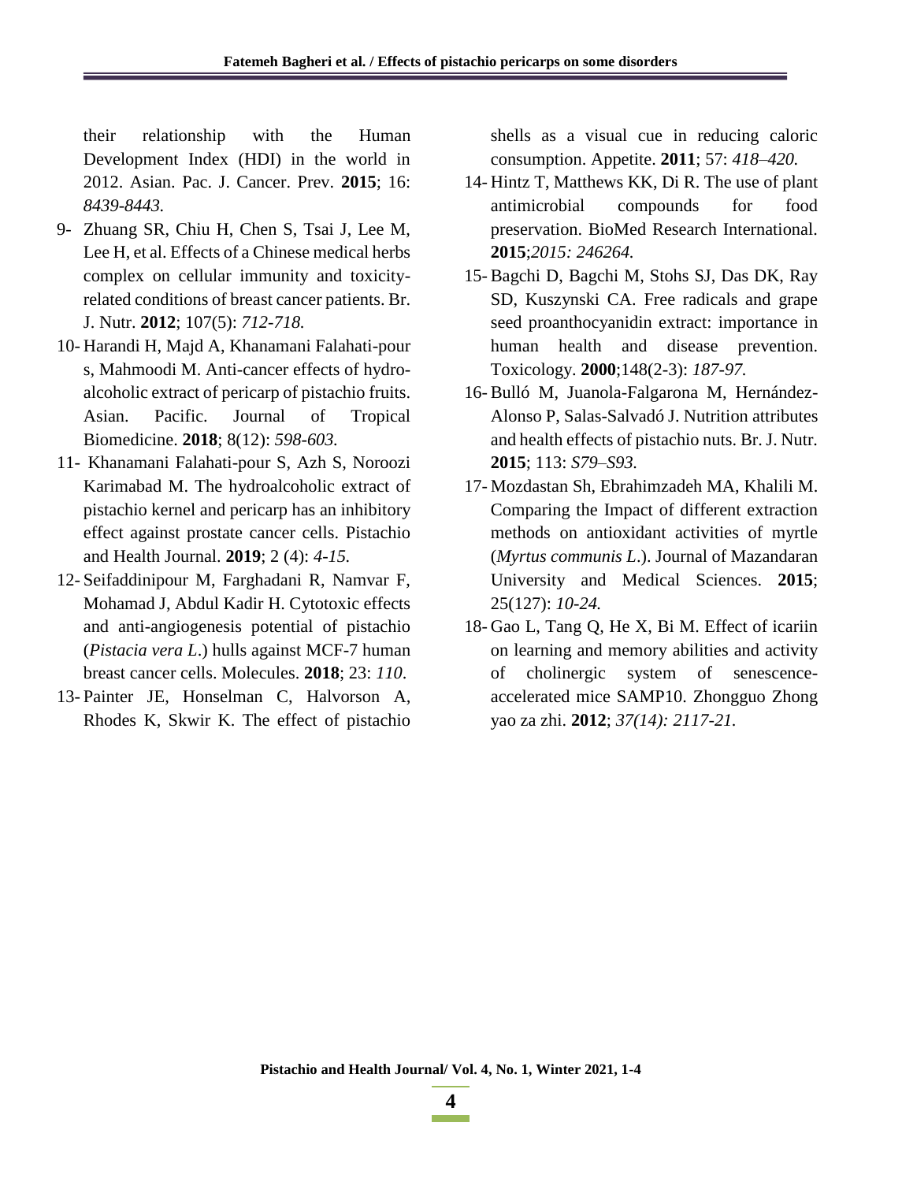their relationship with the Human Development Index (HDI) in the world in 2012. Asian. Pac. J. Cancer. Prev. **2015**; 16: *8439-8443.*

9- Zhuang SR, Chiu H, Chen S, Tsai J, Lee M, Lee H, et al. Effects of a Chinese medical herbs complex on cellular immunity and toxicity-related conditions of breast cancer patients. Br. J. Nutr. **2012**; 107(5): *712-718.*

10- Harandi H, Majd A, Khanamani Falahati-pour s, Mahmoodi M. Anti-cancer effects of hydro-alcoholic extract of pericarp of pistachio fruits. Asian. Pacific. Journal of Tropical Biomedicine. **2018**; 8(12): *598-603.*

11- Khanamani Falahati-pour S, Azh S, Noroozi Karimabad M. The hydroalcoholic extract of pistachio kernel and pericarp has an inhibitory effect against prostate cancer cells. Pistachio and Health Journal. **2019**; 2 (4): *4-15.*

12- Seifaddinipour M, Farghadani R, Namvar F, Mohamad J, Abdul Kadir H. Cytotoxic effects and anti-angiogenesis potential of pistachio (*Pistacia vera L*.) hulls against MCF-7 human breast cancer cells. Molecules. **2018**; 23: *110*.

13- Painter JE, Honselman C, Halvorson A, Rhodes K, Skwir K. The effect of pistachio shells as a visual cue in reducing caloric consumption. Appetite. **2011**; 57: *418–420.*

14- Hintz T, Matthews KK, Di R. The use of plant antimicrobial compounds for food preservation. BioMed Research International. **2015**;*2015: 246264.*

15- Bagchi D, Bagchi M, Stohs SJ, Das DK, Ray SD, Kuszynski CA. Free radicals and grape seed proanthocyanidin extract: importance in human health and disease prevention. Toxicology. **2000**;148(2-3): *187-97.*

16- Bulló M, Juanola-Falgarona M, Hernández-Alonso P, Salas-Salvadó J. Nutrition attributes and health effects of pistachio nuts. Br. J. Nutr. **2015**; 113: *S79–S93.*

17- Mozdastan Sh, Ebrahimzadeh MA, Khalili M. Comparing the Impact of different extraction methods on antioxidant activities of myrtle (*Myrtus communis L*.). Journal of Mazandaran University and Medical Sciences. **2015**; 25(127): *10-24.*

18- Gao L, Tang Q, He X, Bi M. Effect of icariin on learning and memory abilities and activity of cholinergic system of senescence-accelerated mice SAMP10. Zhongguo Zhong yao za zhi. **2012**; *37(14): 2117-21.*